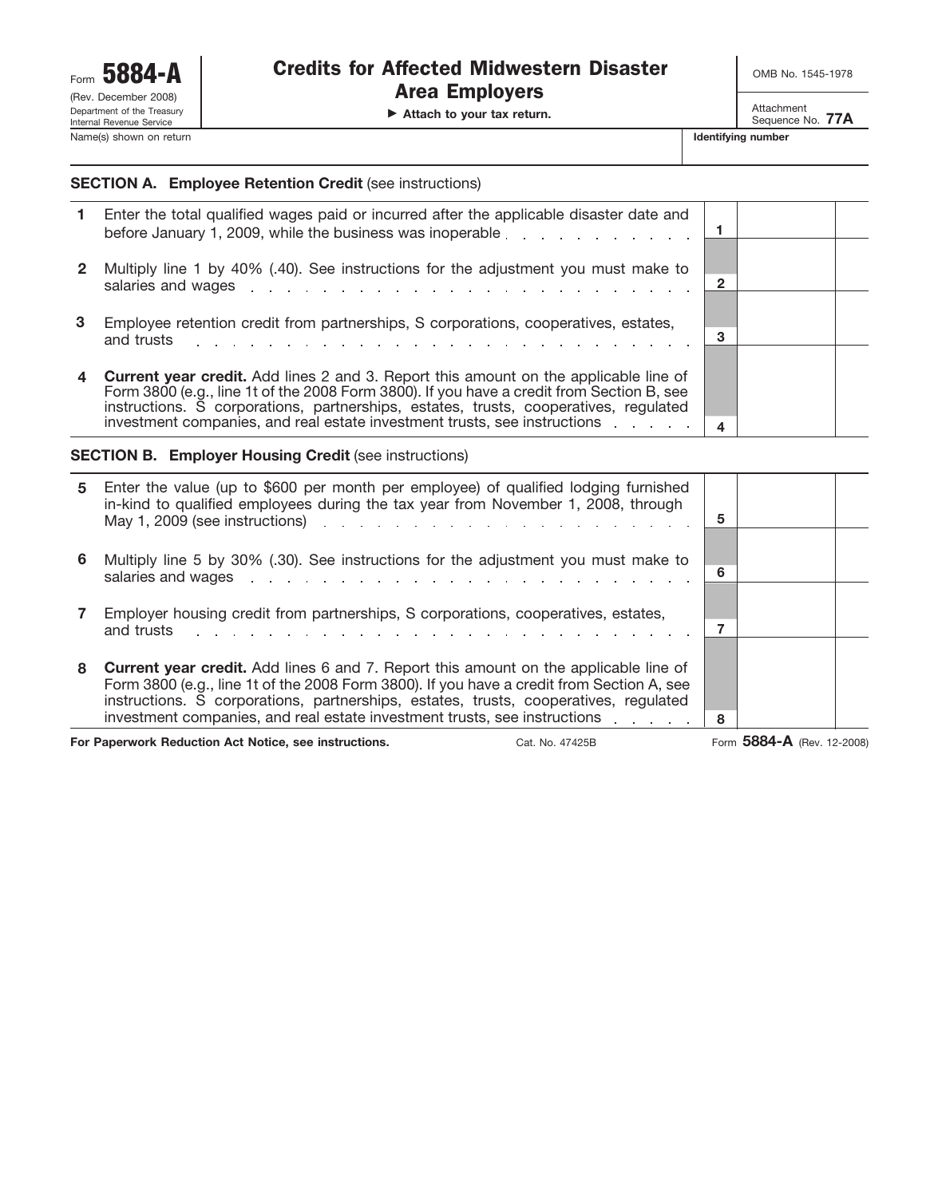Form **5884-A**
(Rev. December 2008)
Department of the Treasury
Internal Revenue Service

# Credits for Affected Midwestern Disaster Area Employers

▶ **Attach to your tax return.**

OMB No. 1545-1978

Attachment Sequence No. **77A**

Name(s) shown on return | **Identifying number**

## SECTION A. Employee Retention Credit (see instructions)

| | | | |
|---|---|---|---|
| **1** | Enter the total qualified wages paid or incurred after the applicable disaster date and before January 1, 2009, while the business was inoperable | **1** | |
| **2** | Multiply line 1 by 40% (.40). See instructions for the adjustment you must make to salaries and wages | **2** | |
| **3** | Employee retention credit from partnerships, S corporations, cooperatives, estates, and trusts | **3** | |
| **4** | **Current year credit.** Add lines 2 and 3. Report this amount on the applicable line of Form 3800 (e.g., line 1t of the 2008 Form 3800). If you have a credit from Section B, see instructions. S corporations, partnerships, estates, trusts, cooperatives, regulated investment companies, and real estate investment trusts, see instructions | **4** | |

## SECTION B. Employer Housing Credit (see instructions)

| | | | |
|---|---|---|---|
| **5** | Enter the value (up to $600 per month per employee) of qualified lodging furnished in-kind to qualified employees during the tax year from November 1, 2008, through May 1, 2009 (see instructions) | **5** | |
| **6** | Multiply line 5 by 30% (.30). See instructions for the adjustment you must make to salaries and wages | **6** | |
| **7** | Employer housing credit from partnerships, S corporations, cooperatives, estates, and trusts | **7** | |
| **8** | **Current year credit.** Add lines 6 and 7. Report this amount on the applicable line of Form 3800 (e.g., line 1t of the 2008 Form 3800). If you have a credit from Section A, see instructions. S corporations, partnerships, estates, trusts, cooperatives, regulated investment companies, and real estate investment trusts, see instructions | **8** | |

**For Paperwork Reduction Act Notice, see instructions.** Cat. No. 47425B Form **5884-A** (Rev. 12-2008)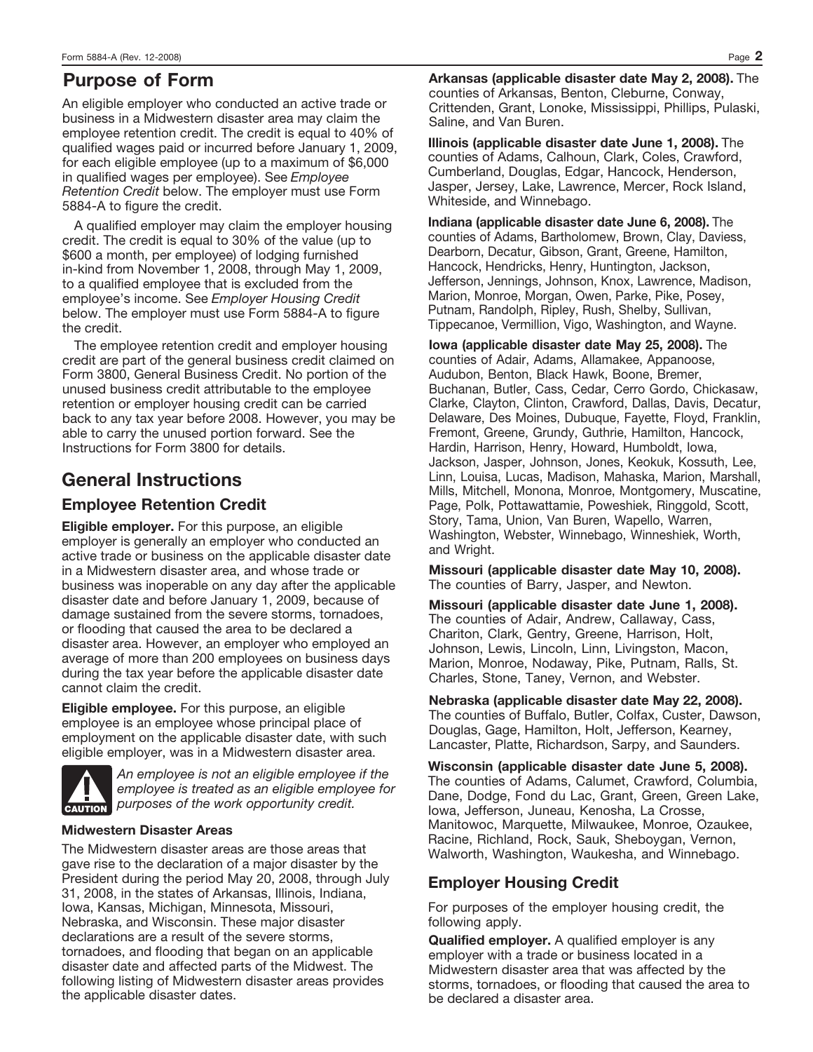## Purpose of Form

An eligible employer who conducted an active trade or business in a Midwestern disaster area may claim the employee retention credit. The credit is equal to 40% of qualified wages paid or incurred before January 1, 2009, for each eligible employee (up to a maximum of $6,000 in qualified wages per employee). See *Employee Retention Credit* below. The employer must use Form 5884-A to figure the credit.

A qualified employer may claim the employer housing credit. The credit is equal to 30% of the value (up to $600 a month, per employee) of lodging furnished in-kind from November 1, 2008, through May 1, 2009, to a qualified employee that is excluded from the employee's income. See *Employer Housing Credit* below. The employer must use Form 5884-A to figure the credit.

The employee retention credit and employer housing credit are part of the general business credit claimed on Form 3800, General Business Credit. No portion of the unused business credit attributable to the employee retention or employer housing credit can be carried back to any tax year before 2008. However, you may be able to carry the unused portion forward. See the Instructions for Form 3800 for details.

## General Instructions

### Employee Retention Credit

**Eligible employer.** For this purpose, an eligible employer is generally an employer who conducted an active trade or business on the applicable disaster date in a Midwestern disaster area, and whose trade or business was inoperable on any day after the applicable disaster date and before January 1, 2009, because of damage sustained from the severe storms, tornadoes, or flooding that caused the area to be declared a disaster area. However, an employer who employed an average of more than 200 employees on business days during the tax year before the applicable disaster date cannot claim the credit.

**Eligible employee.** For this purpose, an eligible employee is an employee whose principal place of employment on the applicable disaster date, with such eligible employer, was in a Midwestern disaster area.

**CAUTION** *An employee is not an eligible employee if the employee is treated as an eligible employee for purposes of the work opportunity credit.*

#### Midwestern Disaster Areas

The Midwestern disaster areas are those areas that gave rise to the declaration of a major disaster by the President during the period May 20, 2008, through July 31, 2008, in the states of Arkansas, Illinois, Indiana, Iowa, Kansas, Michigan, Minnesota, Missouri, Nebraska, and Wisconsin. These major disaster declarations are a result of the severe storms, tornadoes, and flooding that began on an applicable disaster date and affected parts of the Midwest. The following listing of Midwestern disaster areas provides the applicable disaster dates.

**Arkansas (applicable disaster date May 2, 2008).** The counties of Arkansas, Benton, Cleburne, Conway, Crittenden, Grant, Lonoke, Mississippi, Phillips, Pulaski, Saline, and Van Buren.

**Illinois (applicable disaster date June 1, 2008).** The counties of Adams, Calhoun, Clark, Coles, Crawford, Cumberland, Douglas, Edgar, Hancock, Henderson, Jasper, Jersey, Lake, Lawrence, Mercer, Rock Island, Whiteside, and Winnebago.

**Indiana (applicable disaster date June 6, 2008).** The counties of Adams, Bartholomew, Brown, Clay, Daviess, Dearborn, Decatur, Gibson, Grant, Greene, Hamilton, Hancock, Hendricks, Henry, Huntington, Jackson, Jefferson, Jennings, Johnson, Knox, Lawrence, Madison, Marion, Monroe, Morgan, Owen, Parke, Pike, Posey, Putnam, Randolph, Ripley, Rush, Shelby, Sullivan, Tippecanoe, Vermillion, Vigo, Washington, and Wayne.

**Iowa (applicable disaster date May 25, 2008).** The counties of Adair, Adams, Allamakee, Appanoose, Audubon, Benton, Black Hawk, Boone, Bremer, Buchanan, Butler, Cass, Cedar, Cerro Gordo, Chickasaw, Clarke, Clayton, Clinton, Crawford, Dallas, Davis, Decatur, Delaware, Des Moines, Dubuque, Fayette, Floyd, Franklin, Fremont, Greene, Grundy, Guthrie, Hamilton, Hancock, Hardin, Harrison, Henry, Howard, Humboldt, Iowa, Jackson, Jasper, Johnson, Jones, Keokuk, Kossuth, Lee, Linn, Louisa, Lucas, Madison, Mahaska, Marion, Marshall, Mills, Mitchell, Monona, Monroe, Montgomery, Muscatine, Page, Polk, Pottawattamie, Poweshiek, Ringgold, Scott, Story, Tama, Union, Van Buren, Wapello, Warren, Washington, Webster, Winnebago, Winneshiek, Worth, and Wright.

**Missouri (applicable disaster date May 10, 2008).** The counties of Barry, Jasper, and Newton.

**Missouri (applicable disaster date June 1, 2008).** The counties of Adair, Andrew, Callaway, Cass, Chariton, Clark, Gentry, Greene, Harrison, Holt, Johnson, Lewis, Lincoln, Linn, Livingston, Macon, Marion, Monroe, Nodaway, Pike, Putnam, Ralls, St. Charles, Stone, Taney, Vernon, and Webster.

**Nebraska (applicable disaster date May 22, 2008).** The counties of Buffalo, Butler, Colfax, Custer, Dawson, Douglas, Gage, Hamilton, Holt, Jefferson, Kearney, Lancaster, Platte, Richardson, Sarpy, and Saunders.

**Wisconsin (applicable disaster date June 5, 2008).** The counties of Adams, Calumet, Crawford, Columbia, Dane, Dodge, Fond du Lac, Grant, Green, Green Lake, Iowa, Jefferson, Juneau, Kenosha, La Crosse, Manitowoc, Marquette, Milwaukee, Monroe, Ozaukee, Racine, Richland, Rock, Sauk, Sheboygan, Vernon, Walworth, Washington, Waukesha, and Winnebago.

### Employer Housing Credit

For purposes of the employer housing credit, the following apply.

**Qualified employer.** A qualified employer is any employer with a trade or business located in a Midwestern disaster area that was affected by the storms, tornadoes, or flooding that caused the area to be declared a disaster area.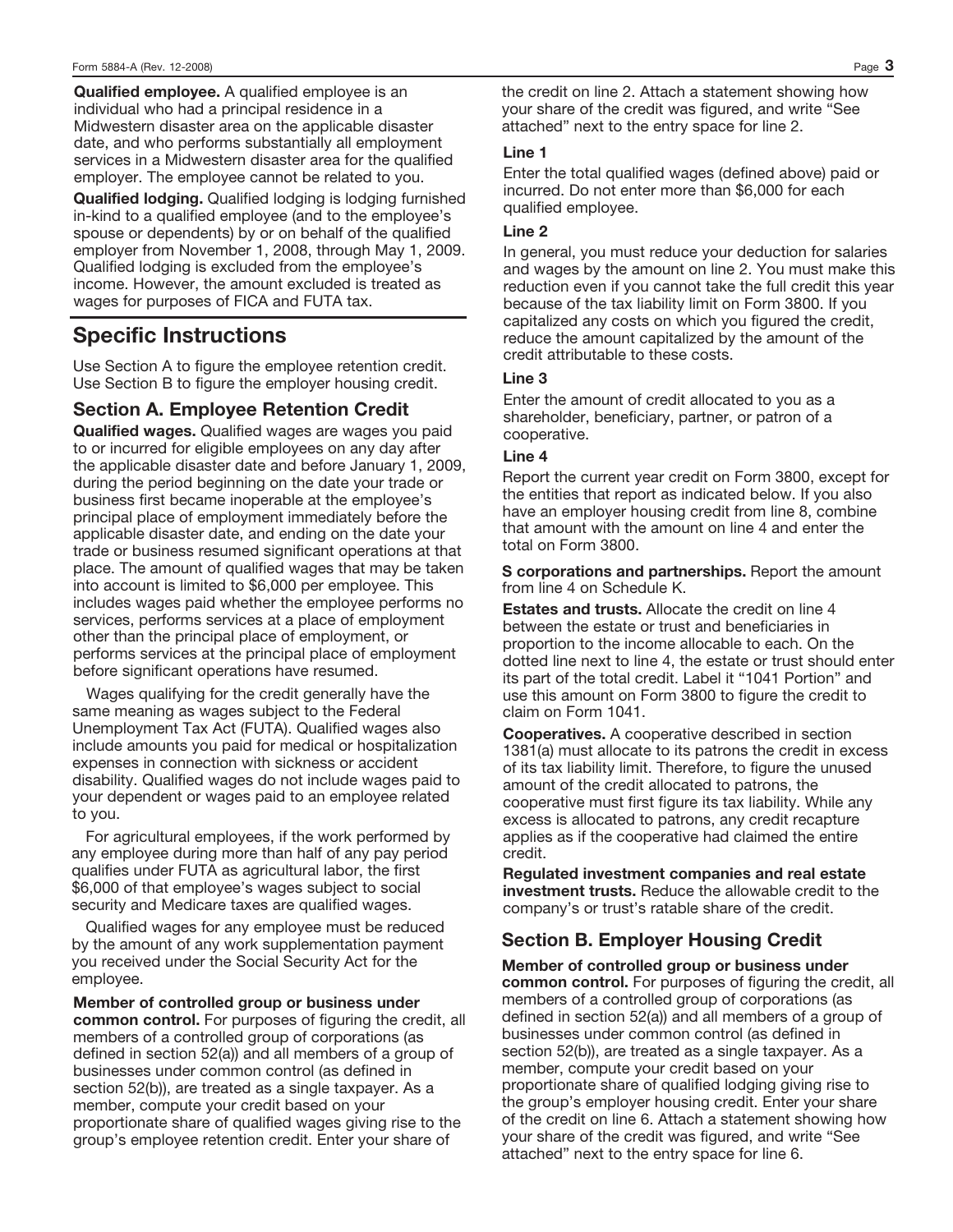**Qualified employee.** A qualified employee is an individual who had a principal residence in a Midwestern disaster area on the applicable disaster date, and who performs substantially all employment services in a Midwestern disaster area for the qualified employer. The employee cannot be related to you.

**Qualified lodging.** Qualified lodging is lodging furnished in-kind to a qualified employee (and to the employee's spouse or dependents) by or on behalf of the qualified employer from November 1, 2008, through May 1, 2009. Qualified lodging is excluded from the employee's income. However, the amount excluded is treated as wages for purposes of FICA and FUTA tax.

## Specific Instructions

Use Section A to figure the employee retention credit. Use Section B to figure the employer housing credit.

### Section A. Employee Retention Credit

**Qualified wages.** Qualified wages are wages you paid to or incurred for eligible employees on any day after the applicable disaster date and before January 1, 2009, during the period beginning on the date your trade or business first became inoperable at the employee's principal place of employment immediately before the applicable disaster date, and ending on the date your trade or business resumed significant operations at that place. The amount of qualified wages that may be taken into account is limited to $6,000 per employee. This includes wages paid whether the employee performs no services, performs services at a place of employment other than the principal place of employment, or performs services at the principal place of employment before significant operations have resumed.

Wages qualifying for the credit generally have the same meaning as wages subject to the Federal Unemployment Tax Act (FUTA). Qualified wages also include amounts you paid for medical or hospitalization expenses in connection with sickness or accident disability. Qualified wages do not include wages paid to your dependent or wages paid to an employee related to you.

For agricultural employees, if the work performed by any employee during more than half of any pay period qualifies under FUTA as agricultural labor, the first $6,000 of that employee's wages subject to social security and Medicare taxes are qualified wages.

Qualified wages for any employee must be reduced by the amount of any work supplementation payment you received under the Social Security Act for the employee.

**Member of controlled group or business under common control.** For purposes of figuring the credit, all members of a controlled group of corporations (as defined in section 52(a)) and all members of a group of businesses under common control (as defined in section 52(b)), are treated as a single taxpayer. As a member, compute your credit based on your proportionate share of qualified wages giving rise to the group's employee retention credit. Enter your share of the credit on line 2. Attach a statement showing how your share of the credit was figured, and write "See attached" next to the entry space for line 2.

#### Line 1

Enter the total qualified wages (defined above) paid or incurred. Do not enter more than $6,000 for each qualified employee.

#### Line 2

In general, you must reduce your deduction for salaries and wages by the amount on line 2. You must make this reduction even if you cannot take the full credit this year because of the tax liability limit on Form 3800. If you capitalized any costs on which you figured the credit, reduce the amount capitalized by the amount of the credit attributable to these costs.

#### Line 3

Enter the amount of credit allocated to you as a shareholder, beneficiary, partner, or patron of a cooperative.

#### Line 4

Report the current year credit on Form 3800, except for the entities that report as indicated below. If you also have an employer housing credit from line 8, combine that amount with the amount on line 4 and enter the total on Form 3800.

**S corporations and partnerships.** Report the amount from line 4 on Schedule K.

**Estates and trusts.** Allocate the credit on line 4 between the estate or trust and beneficiaries in proportion to the income allocable to each. On the dotted line next to line 4, the estate or trust should enter its part of the total credit. Label it "1041 Portion" and use this amount on Form 3800 to figure the credit to claim on Form 1041.

**Cooperatives.** A cooperative described in section 1381(a) must allocate to its patrons the credit in excess of its tax liability limit. Therefore, to figure the unused amount of the credit allocated to patrons, the cooperative must first figure its tax liability. While any excess is allocated to patrons, any credit recapture applies as if the cooperative had claimed the entire credit.

**Regulated investment companies and real estate investment trusts.** Reduce the allowable credit to the company's or trust's ratable share of the credit.

### Section B. Employer Housing Credit

**Member of controlled group or business under common control.** For purposes of figuring the credit, all members of a controlled group of corporations (as defined in section 52(a)) and all members of a group of businesses under common control (as defined in section 52(b)), are treated as a single taxpayer. As a member, compute your credit based on your proportionate share of qualified lodging giving rise to the group's employer housing credit. Enter your share of the credit on line 6. Attach a statement showing how your share of the credit was figured, and write "See attached" next to the entry space for line 6.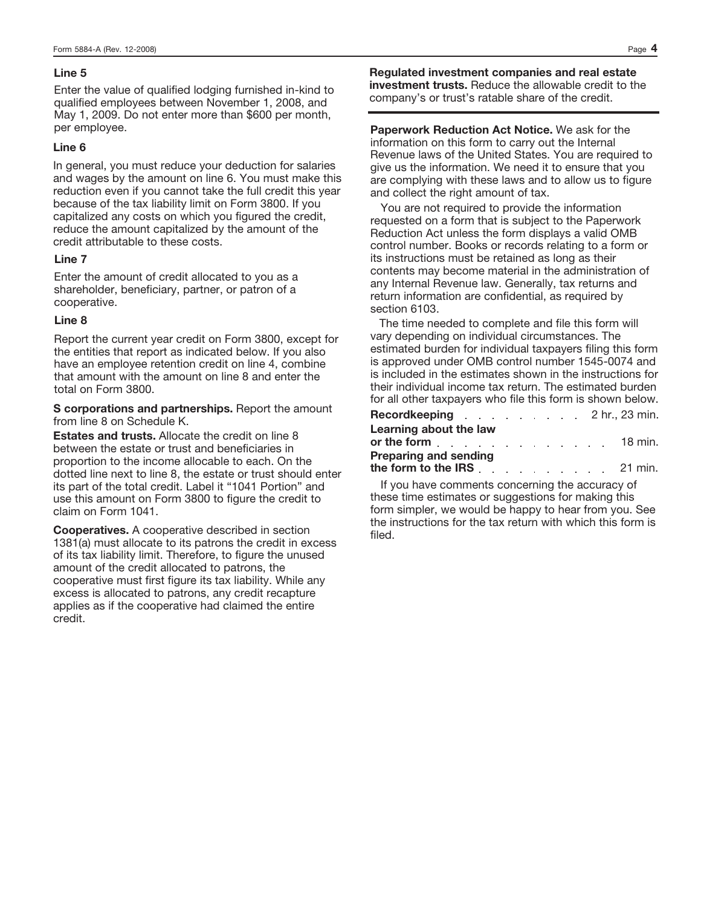### Line 5

Enter the value of qualified lodging furnished in-kind to qualified employees between November 1, 2008, and May 1, 2009. Do not enter more than $600 per month, per employee.

### Line 6

In general, you must reduce your deduction for salaries and wages by the amount on line 6. You must make this reduction even if you cannot take the full credit this year because of the tax liability limit on Form 3800. If you capitalized any costs on which you figured the credit, reduce the amount capitalized by the amount of the credit attributable to these costs.

### Line 7

Enter the amount of credit allocated to you as a shareholder, beneficiary, partner, or patron of a cooperative.

### Line 8

Report the current year credit on Form 3800, except for the entities that report as indicated below. If you also have an employee retention credit on line 4, combine that amount with the amount on line 8 and enter the total on Form 3800.

**S corporations and partnerships.** Report the amount from line 8 on Schedule K.

**Estates and trusts.** Allocate the credit on line 8 between the estate or trust and beneficiaries in proportion to the income allocable to each. On the dotted line next to line 8, the estate or trust should enter its part of the total credit. Label it "1041 Portion" and use this amount on Form 3800 to figure the credit to claim on Form 1041.

**Cooperatives.** A cooperative described in section 1381(a) must allocate to its patrons the credit in excess of its tax liability limit. Therefore, to figure the unused amount of the credit allocated to patrons, the cooperative must first figure its tax liability. While any excess is allocated to patrons, any credit recapture applies as if the cooperative had claimed the entire credit.

**Regulated investment companies and real estate investment trusts.** Reduce the allowable credit to the company's or trust's ratable share of the credit.

---

**Paperwork Reduction Act Notice.** We ask for the information on this form to carry out the Internal Revenue laws of the United States. You are required to give us the information. We need it to ensure that you are complying with these laws and to allow us to figure and collect the right amount of tax.

You are not required to provide the information requested on a form that is subject to the Paperwork Reduction Act unless the form displays a valid OMB control number. Books or records relating to a form or its instructions must be retained as long as their contents may become material in the administration of any Internal Revenue law. Generally, tax returns and return information are confidential, as required by section 6103.

The time needed to complete and file this form will vary depending on individual circumstances. The estimated burden for individual taxpayers filing this form is approved under OMB control number 1545-0074 and is included in the estimates shown in the instructions for their individual income tax return. The estimated burden for all other taxpayers who file this form is shown below.

| | |
|---|---|
| **Recordkeeping** | 2 hr., 23 min. |
| **Learning about the law or the form** | 18 min. |
| **Preparing and sending the form to the IRS** | 21 min. |

If you have comments concerning the accuracy of these time estimates or suggestions for making this form simpler, we would be happy to hear from you. See the instructions for the tax return with which this form is filed.